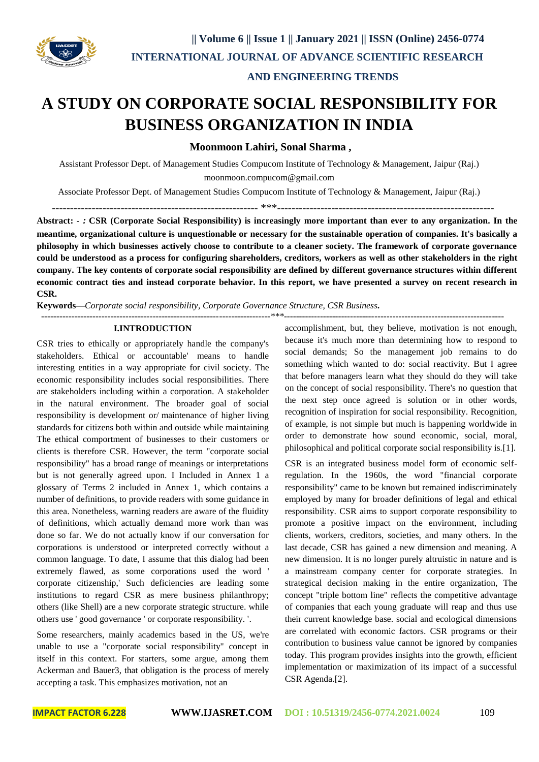# A STUDY ON CORPORATE SOCIAL RESPONSIBILITY FOR BUSINESS ORGANIZATION IN INDIA

**Moonmoon Lahiri, Sonal Sharma ,**

Assistant Professor Dept. of Management Studies Compucom Institute of Technology & Management, Jaipur (Raj.)
moonmoon.compucom@gmail.com

Associate Professor Dept. of Management Studies Compucom Institute of Technology & Management, Jaipur (Raj.)

---

**Abstract: - : CSR (Corporate Social Responsibility) is increasingly more important than ever to any organization. In the meantime, organizational culture is unquestionable or necessary for the sustainable operation of companies. It's basically a philosophy in which businesses actively choose to contribute to a cleaner society. The framework of corporate governance could be understood as a process for configuring shareholders, creditors, workers as well as other stakeholders in the right company. The key contents of corporate social responsibility are defined by different governance structures within different economic contract ties and instead corporate behavior. In this report, we have presented a survey on recent research in CSR.**

**Keywords—***Corporate social responsibility, Corporate Governance Structure, CSR Business***.**

---

## I.INTRODUCTION

CSR tries to ethically or appropriately handle the company's stakeholders. Ethical or accountable' means to handle interesting entities in a way appropriate for civil society. The economic responsibility includes social responsibilities. There are stakeholders including within a corporation. A stakeholder in the natural environment. The broader goal of social responsibility is development or/ maintenance of higher living standards for citizens both within and outside while maintaining The ethical comportment of businesses to their customers or clients is therefore CSR. However, the term "corporate social responsibility" has a broad range of meanings or interpretations but is not generally agreed upon. I Included in Annex 1 a glossary of Terms 2 included in Annex 1, which contains a number of definitions, to provide readers with some guidance in this area. Nonetheless, warning readers are aware of the fluidity of definitions, which actually demand more work than was done so far. We do not actually know if our conversation for corporations is understood or interpreted correctly without a common language. To date, I assume that this dialog had been extremely flawed, as some corporations used the word ' corporate citizenship,' Such deficiencies are leading some institutions to regard CSR as mere business philanthropy; others (like Shell) are a new corporate strategic structure. while others use ' good governance ' or corporate responsibility. '.

Some researchers, mainly academics based in the US, we're unable to use a "corporate social responsibility" concept in itself in this context. For starters, some argue, among them Ackerman and Bauer3, that obligation is the process of merely accepting a task. This emphasizes motivation, not an accomplishment, but, they believe, motivation is not enough, because it's much more than determining how to respond to social demands; So the management job remains to do something which wanted to do: social reactivity. But I agree that before managers learn what they should do they will take on the concept of social responsibility. There's no question that the next step once agreed is solution or in other words, recognition of inspiration for social responsibility. Recognition, of example, is not simple but much is happening worldwide in order to demonstrate how sound economic, social, moral, philosophical and political corporate social responsibility is.[1].

CSR is an integrated business model form of economic self-regulation. In the 1960s, the word "financial corporate responsibility" came to be known but remained indiscriminately employed by many for broader definitions of legal and ethical responsibility. CSR aims to support corporate responsibility to promote a positive impact on the environment, including clients, workers, creditors, societies, and many others. In the last decade, CSR has gained a new dimension and meaning. A new dimension. It is no longer purely altruistic in nature and is a mainstream company center for corporate strategies. In strategical decision making in the entire organization, The concept "triple bottom line" reflects the competitive advantage of companies that each young graduate will reap and thus use their current knowledge base. social and ecological dimensions are correlated with economic factors. CSR programs or their contribution to business value cannot be ignored by companies today. This program provides insights into the growth, efficient implementation or maximization of its impact of a successful CSR Agenda.[2].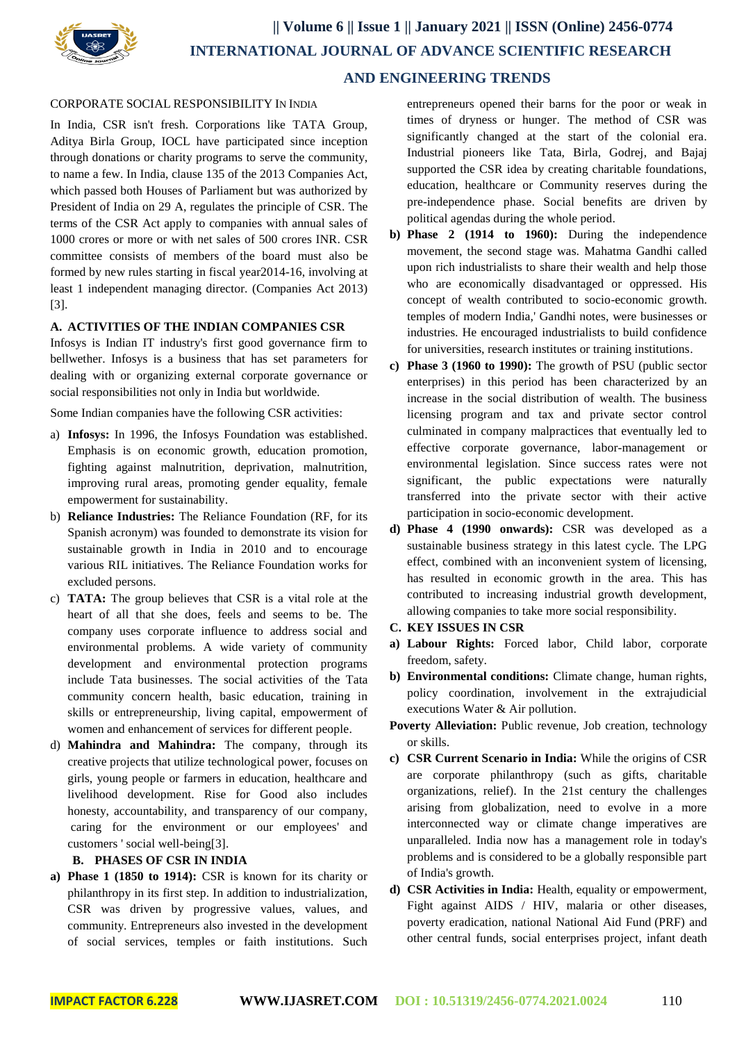CORPORATE SOCIAL RESPONSIBILITY IN INDIA

In India, CSR isn't fresh. Corporations like TATA Group, Aditya Birla Group, IOCL have participated since inception through donations or charity programs to serve the community, to name a few. In India, clause 135 of the 2013 Companies Act, which passed both Houses of Parliament but was authorized by President of India on 29 A, regulates the principle of CSR. The terms of the CSR Act apply to companies with annual sales of 1000 crores or more or with net sales of 500 crores INR. CSR committee consists of members of the board must also be formed by new rules starting in fiscal year2014-16, involving at least 1 independent managing director. (Companies Act 2013) [3].

### A. ACTIVITIES OF THE INDIAN COMPANIES CSR

Infosys is Indian IT industry's first good governance firm to bellwether. Infosys is a business that has set parameters for dealing with or organizing external corporate governance or social responsibilities not only in India but worldwide.

Some Indian companies have the following CSR activities:

a) **Infosys:** In 1996, the Infosys Foundation was established. Emphasis is on economic growth, education promotion, fighting against malnutrition, deprivation, malnutrition, improving rural areas, promoting gender equality, female empowerment for sustainability.
b) **Reliance Industries:** The Reliance Foundation (RF, for its Spanish acronym) was founded to demonstrate its vision for sustainable growth in India in 2010 and to encourage various RIL initiatives. The Reliance Foundation works for excluded persons.
c) **TATA:** The group believes that CSR is a vital role at the heart of all that she does, feels and seems to be. The company uses corporate influence to address social and environmental problems. A wide variety of community development and environmental protection programs include Tata businesses. The social activities of the Tata community concern health, basic education, training in skills or entrepreneurship, living capital, empowerment of women and enhancement of services for different people.
d) **Mahindra and Mahindra:** The company, through its creative projects that utilize technological power, focuses on girls, young people or farmers in education, healthcare and livelihood development. Rise for Good also includes honesty, accountability, and transparency of our company, caring for the environment or our employees' and customers ' social well-being[3].

### B. PHASES OF CSR IN INDIA

a) **Phase 1 (1850 to 1914):** CSR is known for its charity or philanthropy in its first step. In addition to industrialization, CSR was driven by progressive values, values, and community. Entrepreneurs also invested in the development of social services, temples or faith institutions. Such entrepreneurs opened their barns for the poor or weak in times of dryness or hunger. The method of CSR was significantly changed at the start of the colonial era. Industrial pioneers like Tata, Birla, Godrej, and Bajaj supported the CSR idea by creating charitable foundations, education, healthcare or Community reserves during the pre-independence phase. Social benefits are driven by political agendas during the whole period.
b) **Phase 2 (1914 to 1960):** During the independence movement, the second stage was. Mahatma Gandhi called upon rich industrialists to share their wealth and help those who are economically disadvantaged or oppressed. His concept of wealth contributed to socio-economic growth. temples of modern India,' Gandhi notes, were businesses or industries. He encouraged industrialists to build confidence for universities, research institutes or training institutions.
c) **Phase 3 (1960 to 1990):** The growth of PSU (public sector enterprises) in this period has been characterized by an increase in the social distribution of wealth. The business licensing program and tax and private sector control culminated in company malpractices that eventually led to effective corporate governance, labor-management or environmental legislation. Since success rates were not significant, the public expectations were naturally transferred into the private sector with their active participation in socio-economic development.
d) **Phase 4 (1990 onwards):** CSR was developed as a sustainable business strategy in this latest cycle. The LPG effect, combined with an inconvenient system of licensing, has resulted in economic growth in the area. This has contributed to increasing industrial growth development, allowing companies to take more social responsibility.

### C. KEY ISSUES IN CSR

a) **Labour Rights:** Forced labor, Child labor, corporate freedom, safety.
b) **Environmental conditions:** Climate change, human rights, policy coordination, involvement in the extrajudicial executions Water & Air pollution.

**Poverty Alleviation:** Public revenue, Job creation, technology or skills.

c) **CSR Current Scenario in India:** While the origins of CSR are corporate philanthropy (such as gifts, charitable organizations, relief). In the 21st century the challenges arising from globalization, need to evolve in a more interconnected way or climate change imperatives are unparalleled. India now has a management role in today's problems and is considered to be a globally responsible part of India's growth.
d) **CSR Activities in India:** Health, equality or empowerment, Fight against AIDS / HIV, malaria or other diseases, poverty eradication, national National Aid Fund (PRF) and other central funds, social enterprises project, infant death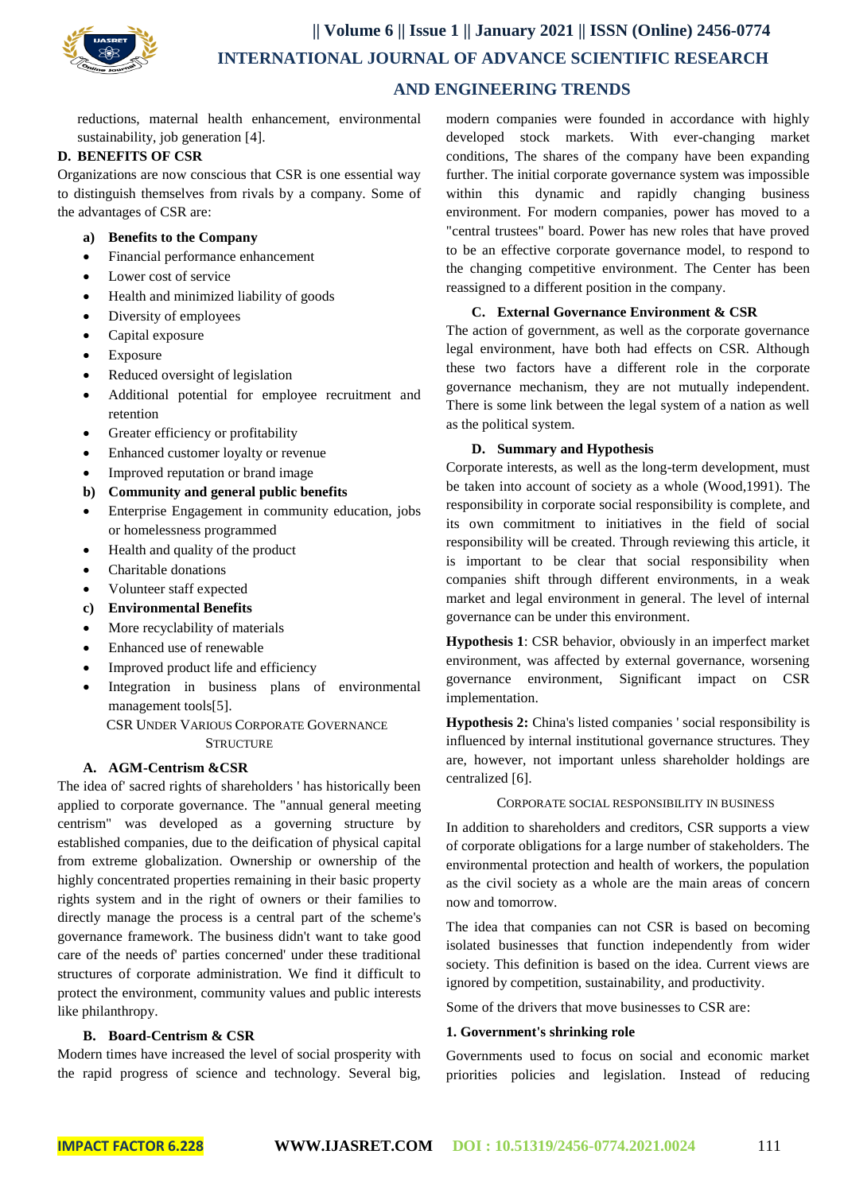reductions, maternal health enhancement, environmental sustainability, job generation [4].

### D. BENEFITS OF CSR

Organizations are now conscious that CSR is one essential way to distinguish themselves from rivals by a company. Some of the advantages of CSR are:

**a) Benefits to the Company**

- Financial performance enhancement
- Lower cost of service
- Health and minimized liability of goods
- Diversity of employees
- Capital exposure
- Exposure
- Reduced oversight of legislation
- Additional potential for employee recruitment and retention
- Greater efficiency or profitability
- Enhanced customer loyalty or revenue
- Improved reputation or brand image

**b) Community and general public benefits**

- Enterprise Engagement in community education, jobs or homelessness programmed
- Health and quality of the product
- Charitable donations
- Volunteer staff expected

**c) Environmental Benefits**

- More recyclability of materials
- Enhanced use of renewable
- Improved product life and efficiency
- Integration in business plans of environmental management tools[5].

## CSR UNDER VARIOUS CORPORATE GOVERNANCE STRUCTURE

### A. AGM-Centrism &CSR

The idea of' sacred rights of shareholders ' has historically been applied to corporate governance. The "annual general meeting centrism" was developed as a governing structure by established companies, due to the deification of physical capital from extreme globalization. Ownership or ownership of the highly concentrated properties remaining in their basic property rights system and in the right of owners or their families to directly manage the process is a central part of the scheme's governance framework. The business didn't want to take good care of the needs of' parties concerned' under these traditional structures of corporate administration. We find it difficult to protect the environment, community values and public interests like philanthropy.

### B. Board-Centrism & CSR

Modern times have increased the level of social prosperity with the rapid progress of science and technology. Several big, modern companies were founded in accordance with highly developed stock markets. With ever-changing market conditions, The shares of the company have been expanding further. The initial corporate governance system was impossible within this dynamic and rapidly changing business environment. For modern companies, power has moved to a "central trustees" board. Power has new roles that have proved to be an effective corporate governance model, to respond to the changing competitive environment. The Center has been reassigned to a different position in the company.

### C. External Governance Environment & CSR

The action of government, as well as the corporate governance legal environment, have both had effects on CSR. Although these two factors have a different role in the corporate governance mechanism, they are not mutually independent. There is some link between the legal system of a nation as well as the political system.

### D. Summary and Hypothesis

Corporate interests, as well as the long-term development, must be taken into account of society as a whole (Wood,1991). The responsibility in corporate social responsibility is complete, and its own commitment to initiatives in the field of social responsibility will be created. Through reviewing this article, it is important to be clear that social responsibility when companies shift through different environments, in a weak market and legal environment in general. The level of internal governance can be under this environment.

**Hypothesis 1**: CSR behavior, obviously in an imperfect market environment, was affected by external governance, worsening governance environment, Significant impact on CSR implementation.

**Hypothesis 2:** China's listed companies ' social responsibility is influenced by internal institutional governance structures. They are, however, not important unless shareholder holdings are centralized [6].

## CORPORATE SOCIAL RESPONSIBILITY IN BUSINESS

In addition to shareholders and creditors, CSR supports a view of corporate obligations for a large number of stakeholders. The environmental protection and health of workers, the population as the civil society as a whole are the main areas of concern now and tomorrow.

The idea that companies can not CSR is based on becoming isolated businesses that function independently from wider society. This definition is based on the idea. Current views are ignored by competition, sustainability, and productivity.

Some of the drivers that move businesses to CSR are:

**1. Government's shrinking role**

Governments used to focus on social and economic market priorities policies and legislation. Instead of reducing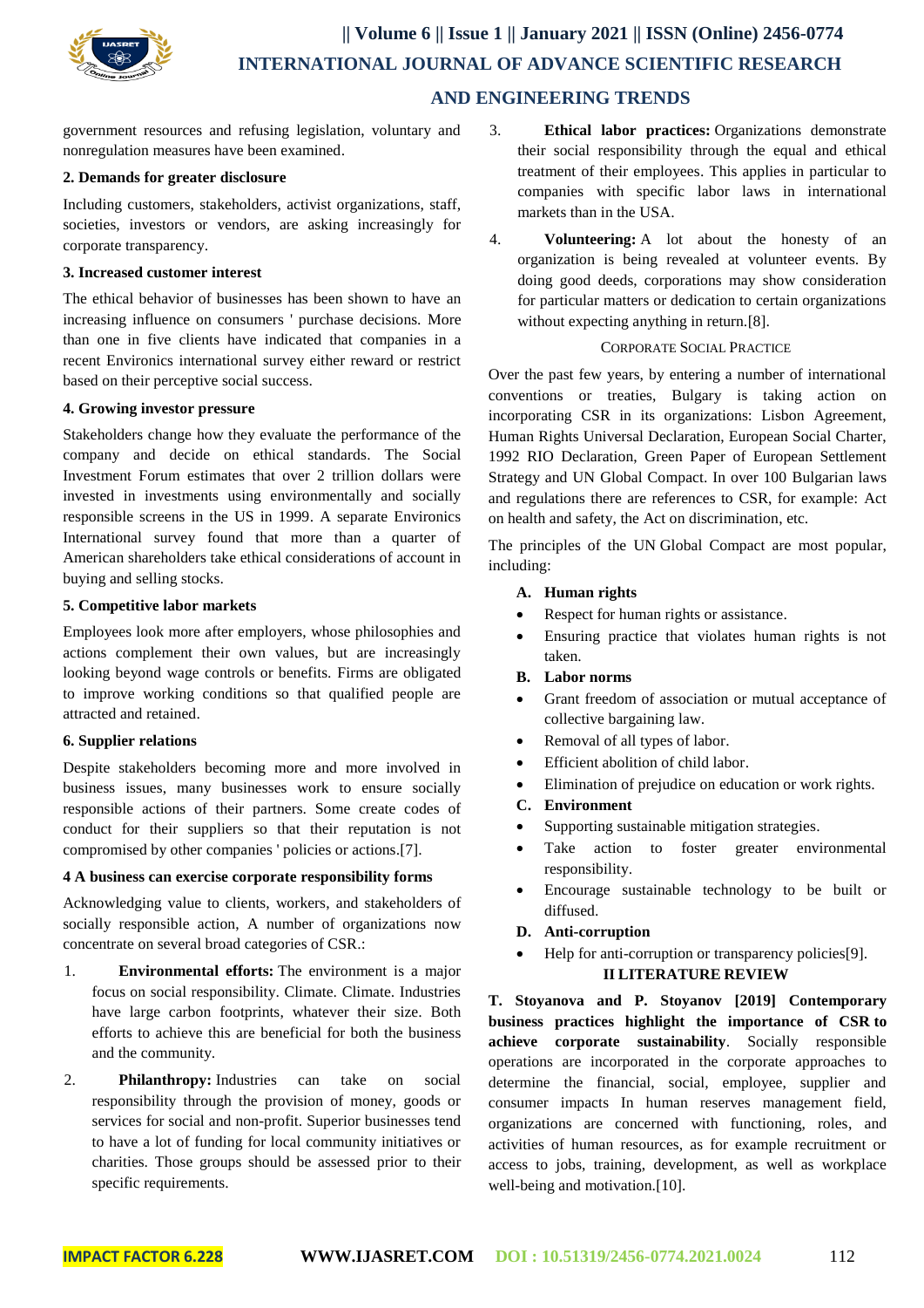government resources and refusing legislation, voluntary and nonregulation measures have been examined.

**2. Demands for greater disclosure**

Including customers, stakeholders, activist organizations, staff, societies, investors or vendors, are asking increasingly for corporate transparency.

**3. Increased customer interest**

The ethical behavior of businesses has been shown to have an increasing influence on consumers ' purchase decisions. More than one in five clients have indicated that companies in a recent Environics international survey either reward or restrict based on their perceptive social success.

**4. Growing investor pressure**

Stakeholders change how they evaluate the performance of the company and decide on ethical standards. The Social Investment Forum estimates that over 2 trillion dollars were invested in investments using environmentally and socially responsible screens in the US in 1999. A separate Environics International survey found that more than a quarter of American shareholders take ethical considerations of account in buying and selling stocks.

**5. Competitive labor markets**

Employees look more after employers, whose philosophies and actions complement their own values, but are increasingly looking beyond wage controls or benefits. Firms are obligated to improve working conditions so that qualified people are attracted and retained.

**6. Supplier relations**

Despite stakeholders becoming more and more involved in business issues, many businesses work to ensure socially responsible actions of their partners. Some create codes of conduct for their suppliers so that their reputation is not compromised by other companies ' policies or actions.[7].

**4 A business can exercise corporate responsibility forms**

Acknowledging value to clients, workers, and stakeholders of socially responsible action, A number of organizations now concentrate on several broad categories of CSR.:

1. **Environmental efforts:** The environment is a major focus on social responsibility. Climate. Climate. Industries have large carbon footprints, whatever their size. Both efforts to achieve this are beneficial for both the business and the community.
2. **Philanthropy:** Industries can take on social responsibility through the provision of money, goods or services for social and non-profit. Superior businesses tend to have a lot of funding for local community initiatives or charities. Those groups should be assessed prior to their specific requirements.
3. **Ethical labor practices:** Organizations demonstrate their social responsibility through the equal and ethical treatment of their employees. This applies in particular to companies with specific labor laws in international markets than in the USA.
4. **Volunteering:** A lot about the honesty of an organization is being revealed at volunteer events. By doing good deeds, corporations may show consideration for particular matters or dedication to certain organizations without expecting anything in return.[8].

### Corporate Social Practice

Over the past few years, by entering a number of international conventions or treaties, Bulgary is taking action on incorporating CSR in its organizations: Lisbon Agreement, Human Rights Universal Declaration, European Social Charter, 1992 RIO Declaration, Green Paper of European Settlement Strategy and UN Global Compact. In over 100 Bulgarian laws and regulations there are references to CSR, for example: Act on health and safety, the Act on discrimination, etc.

The principles of the UN Global Compact are most popular, including:

**A. Human rights**

- Respect for human rights or assistance.
- Ensuring practice that violates human rights is not taken.

**B. Labor norms**

- Grant freedom of association or mutual acceptance of collective bargaining law.
- Removal of all types of labor.
- Efficient abolition of child labor.
- Elimination of prejudice on education or work rights.

**C. Environment**

- Supporting sustainable mitigation strategies.
- Take action to foster greater environmental responsibility.
- Encourage sustainable technology to be built or diffused.

**D. Anti-corruption**

- Help for anti-corruption or transparency policies[9].

## II LITERATURE REVIEW

**T. Stoyanova and P. Stoyanov [2019] Contemporary business practices highlight the importance of CSR to achieve corporate sustainability**. Socially responsible operations are incorporated in the corporate approaches to determine the financial, social, employee, supplier and consumer impacts In human reserves management field, organizations are concerned with functioning, roles, and activities of human resources, as for example recruitment or access to jobs, training, development, as well as workplace well-being and motivation.[10].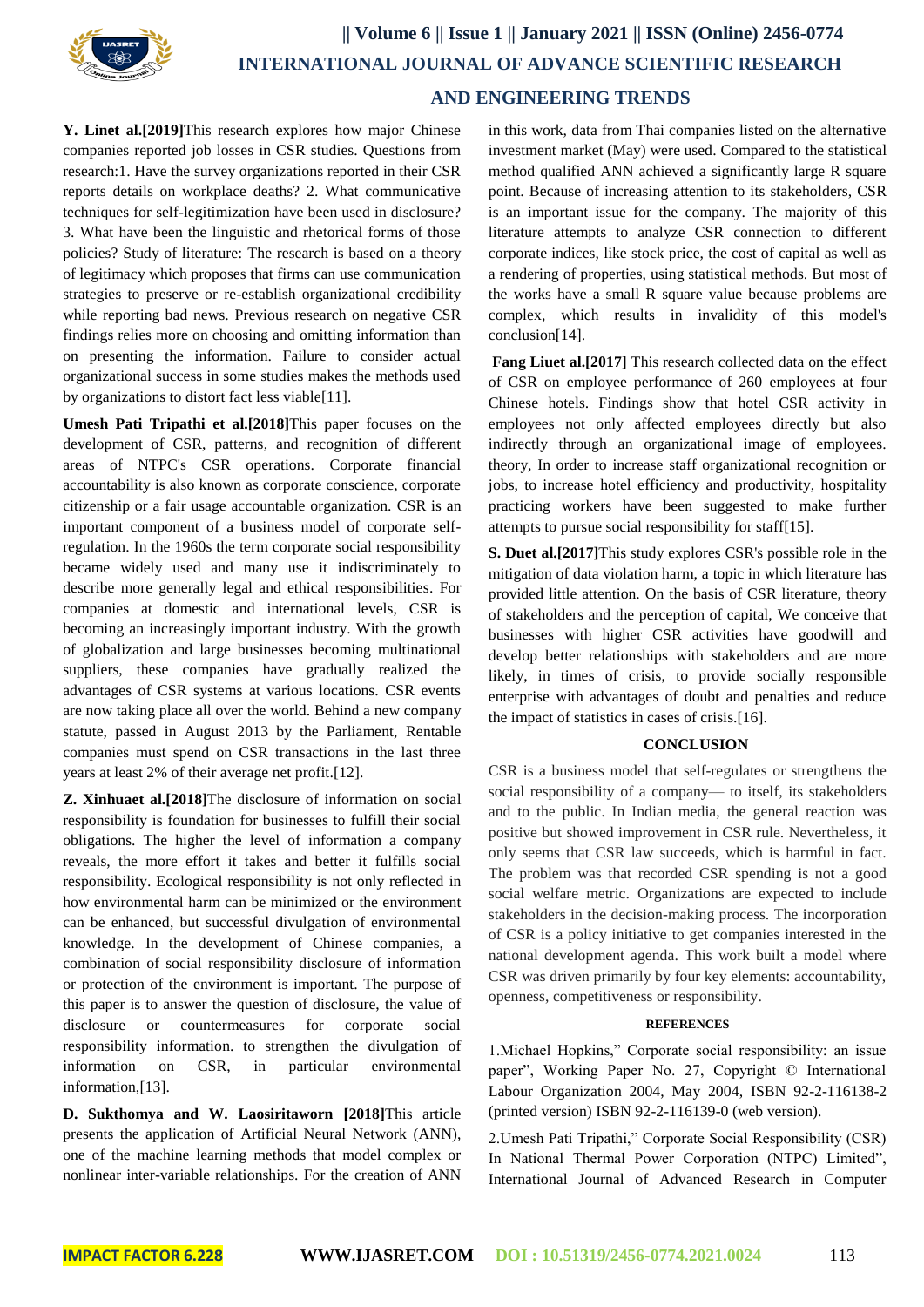**Y. Linet al.[2019]**This research explores how major Chinese companies reported job losses in CSR studies. Questions from research:1. Have the survey organizations reported in their CSR reports details on workplace deaths? 2. What communicative techniques for self-legitimization have been used in disclosure? 3. What have been the linguistic and rhetorical forms of those policies? Study of literature: The research is based on a theory of legitimacy which proposes that firms can use communication strategies to preserve or re-establish organizational credibility while reporting bad news. Previous research on negative CSR findings relies more on choosing and omitting information than on presenting the information. Failure to consider actual organizational success in some studies makes the methods used by organizations to distort fact less viable[11].

**Umesh Pati Tripathi et al.[2018]**This paper focuses on the development of CSR, patterns, and recognition of different areas of NTPC's CSR operations. Corporate financial accountability is also known as corporate conscience, corporate citizenship or a fair usage accountable organization. CSR is an important component of a business model of corporate self-regulation. In the 1960s the term corporate social responsibility became widely used and many use it indiscriminately to describe more generally legal and ethical responsibilities. For companies at domestic and international levels, CSR is becoming an increasingly important industry. With the growth of globalization and large businesses becoming multinational suppliers, these companies have gradually realized the advantages of CSR systems at various locations. CSR events are now taking place all over the world. Behind a new company statute, passed in August 2013 by the Parliament, Rentable companies must spend on CSR transactions in the last three years at least 2% of their average net profit.[12].

**Z. Xinhuaet al.[2018]**The disclosure of information on social responsibility is foundation for businesses to fulfill their social obligations. The higher the level of information a company reveals, the more effort it takes and better it fulfills social responsibility. Ecological responsibility is not only reflected in how environmental harm can be minimized or the environment can be enhanced, but successful divulgation of environmental knowledge. In the development of Chinese companies, a combination of social responsibility disclosure of information or protection of the environment is important. The purpose of this paper is to answer the question of disclosure, the value of disclosure or countermeasures for corporate social responsibility information. to strengthen the divulgation of information on CSR, in particular environmental information,[13].

**D. Sukthomya and W. Laosiritaworn [2018]**This article presents the application of Artificial Neural Network (ANN), one of the machine learning methods that model complex or nonlinear inter-variable relationships. For the creation of ANN in this work, data from Thai companies listed on the alternative investment market (May) were used. Compared to the statistical method qualified ANN achieved a significantly large R square point. Because of increasing attention to its stakeholders, CSR is an important issue for the company. The majority of this literature attempts to analyze CSR connection to different corporate indices, like stock price, the cost of capital as well as a rendering of properties, using statistical methods. But most of the works have a small R square value because problems are complex, which results in invalidity of this model's conclusion[14].

**Fang Liuet al.[2017]** This research collected data on the effect of CSR on employee performance of 260 employees at four Chinese hotels. Findings show that hotel CSR activity in employees not only affected employees directly but also indirectly through an organizational image of employees. theory, In order to increase staff organizational recognition or jobs, to increase hotel efficiency and productivity, hospitality practicing workers have been suggested to make further attempts to pursue social responsibility for staff[15].

**S. Duet al.[2017]**This study explores CSR's possible role in the mitigation of data violation harm, a topic in which literature has provided little attention. On the basis of CSR literature, theory of stakeholders and the perception of capital, We conceive that businesses with higher CSR activities have goodwill and develop better relationships with stakeholders and are more likely, in times of crisis, to provide socially responsible enterprise with advantages of doubt and penalties and reduce the impact of statistics in cases of crisis.[16].

## CONCLUSION

CSR is a business model that self-regulates or strengthens the social responsibility of a company— to itself, its stakeholders and to the public. In Indian media, the general reaction was positive but showed improvement in CSR rule. Nevertheless, it only seems that CSR law succeeds, which is harmful in fact. The problem was that recorded CSR spending is not a good social welfare metric. Organizations are expected to include stakeholders in the decision-making process. The incorporation of CSR is a policy initiative to get companies interested in the national development agenda. This work built a model where CSR was driven primarily by four key elements: accountability, openness, competitiveness or responsibility.

## REFERENCES

1.Michael Hopkins," Corporate social responsibility: an issue paper", Working Paper No. 27, Copyright © International Labour Organization 2004, May 2004, ISBN 92-2-116138-2 (printed version) ISBN 92-2-116139-0 (web version).

2.Umesh Pati Tripathi," Corporate Social Responsibility (CSR) In National Thermal Power Corporation (NTPC) Limited", International Journal of Advanced Research in Computer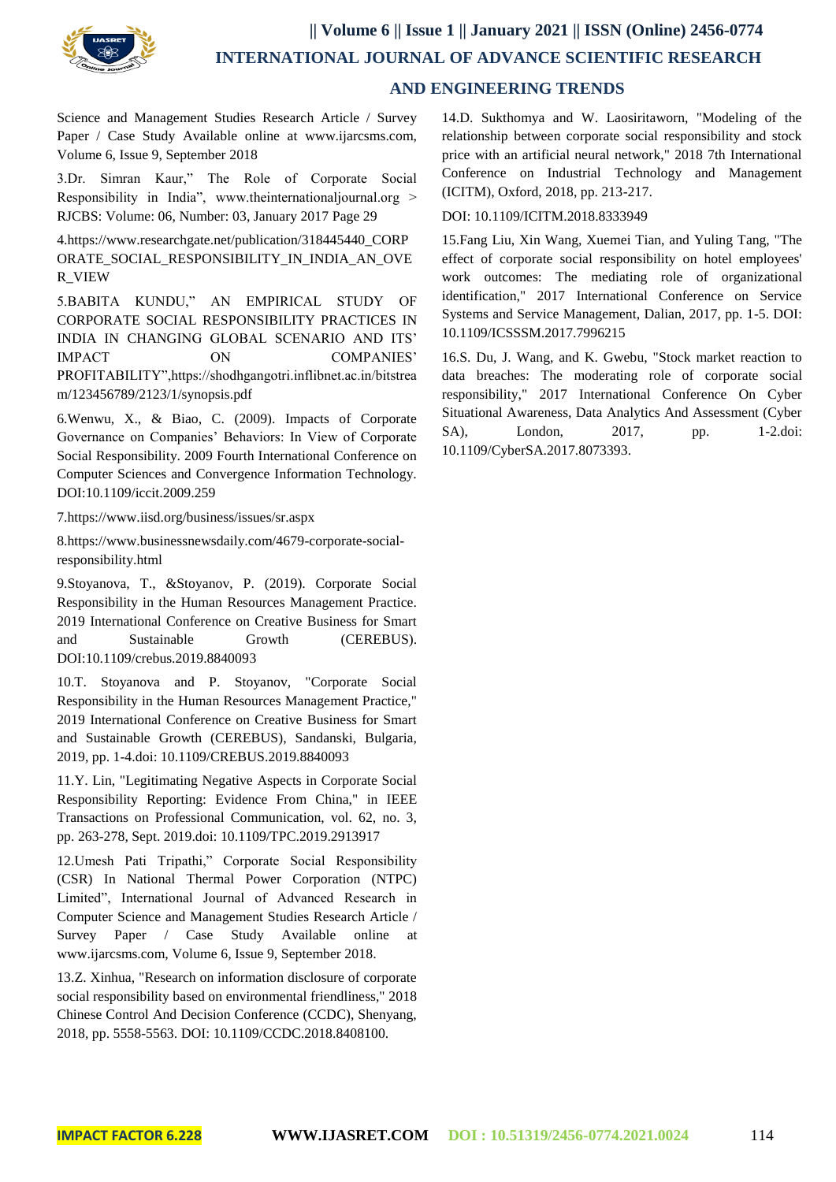Science and Management Studies Research Article / Survey Paper / Case Study Available online at www.ijarcsms.com, Volume 6, Issue 9, September 2018

3.Dr. Simran Kaur," The Role of Corporate Social Responsibility in India", www.theinternationaljournal.org > RJCBS: Volume: 06, Number: 03, January 2017 Page 29

4.https://www.researchgate.net/publication/318445440_CORPORATE_SOCIAL_RESPONSIBILITY_IN_INDIA_AN_OVER_VIEW

5.BABITA KUNDU," AN EMPIRICAL STUDY OF CORPORATE SOCIAL RESPONSIBILITY PRACTICES IN INDIA IN CHANGING GLOBAL SCENARIO AND ITS' IMPACT ON COMPANIES' PROFITABILITY",https://shodhgangotri.inflibnet.ac.in/bitstream/123456789/2123/1/synopsis.pdf

6.Wenwu, X., & Biao, C. (2009). Impacts of Corporate Governance on Companies' Behaviors: In View of Corporate Social Responsibility. 2009 Fourth International Conference on Computer Sciences and Convergence Information Technology. DOI:10.1109/iccit.2009.259

7.https://www.iisd.org/business/issues/sr.aspx

8.https://www.businessnewsdaily.com/4679-corporate-social-responsibility.html

9.Stoyanova, T., &Stoyanov, P. (2019). Corporate Social Responsibility in the Human Resources Management Practice. 2019 International Conference on Creative Business for Smart and Sustainable Growth (CEREBUS). DOI:10.1109/crebus.2019.8840093

10.T. Stoyanova and P. Stoyanov, "Corporate Social Responsibility in the Human Resources Management Practice," 2019 International Conference on Creative Business for Smart and Sustainable Growth (CEREBUS), Sandanski, Bulgaria, 2019, pp. 1-4.doi: 10.1109/CREBUS.2019.8840093

11.Y. Lin, "Legitimating Negative Aspects in Corporate Social Responsibility Reporting: Evidence From China," in IEEE Transactions on Professional Communication, vol. 62, no. 3, pp. 263-278, Sept. 2019.doi: 10.1109/TPC.2019.2913917

12.Umesh Pati Tripathi," Corporate Social Responsibility (CSR) In National Thermal Power Corporation (NTPC) Limited", International Journal of Advanced Research in Computer Science and Management Studies Research Article / Survey Paper / Case Study Available online at www.ijarcsms.com, Volume 6, Issue 9, September 2018.

13.Z. Xinhua, "Research on information disclosure of corporate social responsibility based on environmental friendliness," 2018 Chinese Control And Decision Conference (CCDC), Shenyang, 2018, pp. 5558-5563. DOI: 10.1109/CCDC.2018.8408100.

14.D. Sukthomya and W. Laosiritaworn, "Modeling of the relationship between corporate social responsibility and stock price with an artificial neural network," 2018 7th International Conference on Industrial Technology and Management (ICITM), Oxford, 2018, pp. 213-217.

DOI: 10.1109/ICITM.2018.8333949

15.Fang Liu, Xin Wang, Xuemei Tian, and Yuling Tang, "The effect of corporate social responsibility on hotel employees' work outcomes: The mediating role of organizational identification," 2017 International Conference on Service Systems and Service Management, Dalian, 2017, pp. 1-5. DOI: 10.1109/ICSSSM.2017.7996215

16.S. Du, J. Wang, and K. Gwebu, "Stock market reaction to data breaches: The moderating role of corporate social responsibility," 2017 International Conference On Cyber Situational Awareness, Data Analytics And Assessment (Cyber SA), London, 2017, pp. 1-2.doi: 10.1109/CyberSA.2017.8073393.